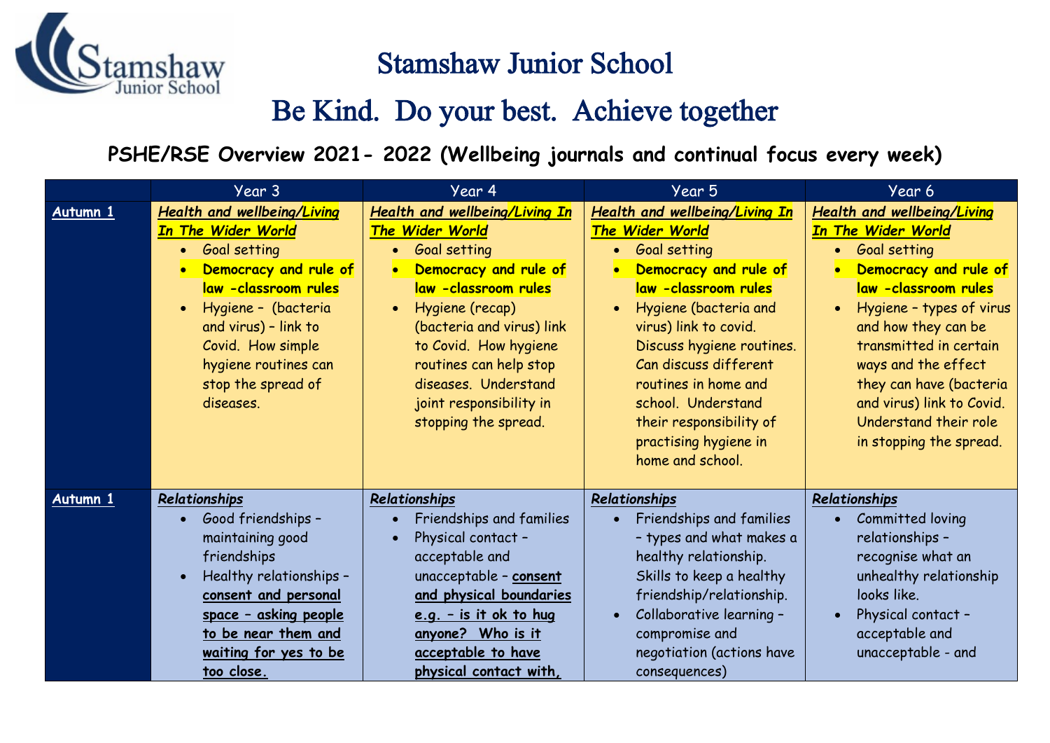# Stamshaw Junior School

## Be Kind. Do your best. Achieve together

### PSHE/RSE Overview 2021- 2022 (Wellbeing journals and continual focus every week)

| | Year 3 | Year 4 | Year 5 | Year 6 |
|---|---|---|---|---|
| **Autumn 1** | ***Health and wellbeing/Living In The Wider World***<br>• Goal setting<br>• **Democracy and rule of law -classroom rules**<br>• Hygiene – (bacteria and virus) – link to Covid. How simple hygiene routines can stop the spread of diseases. | ***Health and wellbeing/Living In The Wider World***<br>• Goal setting<br>• **Democracy and rule of law -classroom rules**<br>• Hygiene (recap) (bacteria and virus) link to Covid. How hygiene routines can help stop diseases. Understand joint responsibility in stopping the spread. | ***Health and wellbeing/Living In The Wider World***<br>• Goal setting<br>• **Democracy and rule of law -classroom rules**<br>• Hygiene (bacteria and virus) link to covid. Discuss hygiene routines. Can discuss different routines in home and school. Understand their responsibility of practising hygiene in home and school. | ***Health and wellbeing/Living In The Wider World***<br>• Goal setting<br>• **Democracy and rule of law -classroom rules**<br>• Hygiene – types of virus and how they can be transmitted in certain ways and the effect they can have (bacteria and virus) link to Covid. Understand their role in stopping the spread. |
| **Autumn 1** | ***Relationships***<br>• Good friendships – maintaining good friendships<br>• Healthy relationships – **consent and personal space – asking people to be near them and waiting for yes to be too close.** | ***Relationships***<br>• Friendships and families<br>• Physical contact – acceptable and unacceptable – **consent and physical boundaries e.g. – is it ok to hug anyone? Who is it acceptable to have physical contact with,** | ***Relationships***<br>• Friendships and families – types and what makes a healthy relationship. Skills to keep a healthy friendship/relationship.<br>• Collaborative learning – compromise and negotiation (actions have consequences) | ***Relationships***<br>• Committed loving relationships – recognise what an unhealthy relationship looks like.<br>• Physical contact – acceptable and unacceptable - and |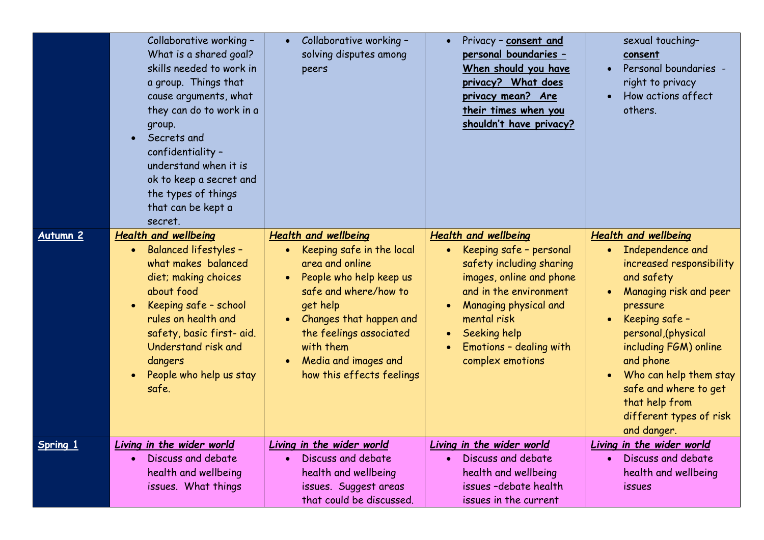| | | | | |
|---|---|---|---|---|
| | • Collaborative working – What is a shared goal? skills needed to work in a group. Things that cause arguments, what they can do to work in a group.<br>• Secrets and confidentiality – understand when it is ok to keep a secret and the types of things that can be kept a secret. | • Collaborative working – solving disputes among peers | • Privacy – **consent and personal boundaries – When should you have privacy? What does privacy mean? Are their times when you shouldn't have privacy?** | sexual touching– **consent**<br>• Personal boundaries - right to privacy<br>• How actions affect others. |
| **Autumn 2** | ***Health and wellbeing***<br>• Balanced lifestyles – what makes balanced diet; making choices about food<br>• Keeping safe – school rules on health and safety, basic first- aid. Understand risk and dangers<br>• People who help us stay safe. | ***Health and wellbeing***<br>• Keeping safe in the local area and online<br>• People who help keep us safe and where/how to get help<br>• Changes that happen and the feelings associated with them<br>• Media and images and how this effects feelings | ***Health and wellbeing***<br>• Keeping safe – personal safety including sharing images, online and phone and in the environment<br>• Managing physical and mental risk<br>• Seeking help<br>• Emotions – dealing with complex emotions | ***Health and wellbeing***<br>• Independence and increased responsibility and safety<br>• Managing risk and peer pressure<br>• Keeping safe – personal,(physical including FGM) online and phone<br>• Who can help them stay safe and where to get that help from different types of risk and danger. |
| **Spring 1** | ***Living in the wider world***<br>• Discuss and debate health and wellbeing issues. What things | ***Living in the wider world***<br>• Discuss and debate health and wellbeing issues. Suggest areas that could be discussed. | ***Living in the wider world***<br>• Discuss and debate health and wellbeing issues –debate health issues in the current | ***Living in the wider world***<br>• Discuss and debate health and wellbeing issues |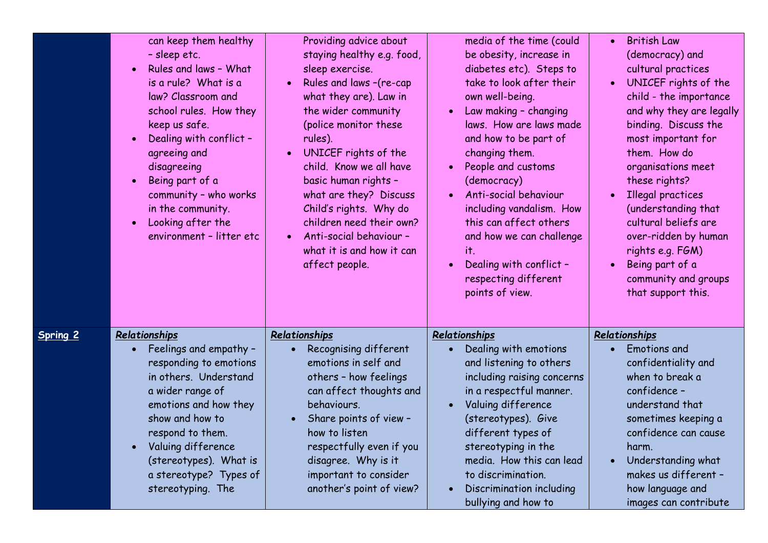|  |  |  |  |  |
|---|---|---|---|---|
|  | can keep them healthy – sleep etc.<br>• Rules and laws – What is a rule? What is a law? Classroom and school rules. How they keep us safe.<br>• Dealing with conflict – agreeing and disagreeing<br>• Being part of a community – who works in the community.<br>• Looking after the environment – litter etc | Providing advice about staying healthy e.g. food, sleep exercise.<br>• Rules and laws –(re-cap what they are). Law in the wider community (police monitor these rules).<br>• UNICEF rights of the child. Know we all have basic human rights – what are they? Discuss Child's rights. Why do children need their own?<br>• Anti-social behaviour – what it is and how it can affect people. | media of the time (could be obesity, increase in diabetes etc). Steps to take to look after their own well-being.<br>• Law making – changing laws. How are laws made and how to be part of changing them.<br>• People and customs (democracy)<br>• Anti-social behaviour including vandalism. How this can affect others and how we can challenge it.<br>• Dealing with conflict – respecting different points of view. | • British Law (democracy) and cultural practices<br>• UNICEF rights of the child - the importance and why they are legally binding. Discuss the most important for them. How do organisations meet these rights?<br>• Illegal practices (understanding that cultural beliefs are over-ridden by human rights e.g. FGM)<br>• Being part of a community and groups that support this. |
| **Spring 2** | ***Relationships***<br>• Feelings and empathy – responding to emotions in others. Understand a wider range of emotions and how they show and how to respond to them.<br>• Valuing difference (stereotypes). What is a stereotype? Types of stereotyping. The | ***Relationships***<br>• Recognising different emotions in self and others – how feelings can affect thoughts and behaviours.<br>• Share points of view – how to listen respectfully even if you disagree. Why is it important to consider another's point of view? | ***Relationships***<br>• Dealing with emotions and listening to others including raising concerns in a respectful manner.<br>• Valuing difference (stereotypes). Give different types of stereotyping in the media. How this can lead to discrimination.<br>• Discrimination including bullying and how to | ***Relationships***<br>• Emotions and confidentiality and when to break a confidence – understand that sometimes keeping a confidence can cause harm.<br>• Understanding what makes us different – how language and images can contribute |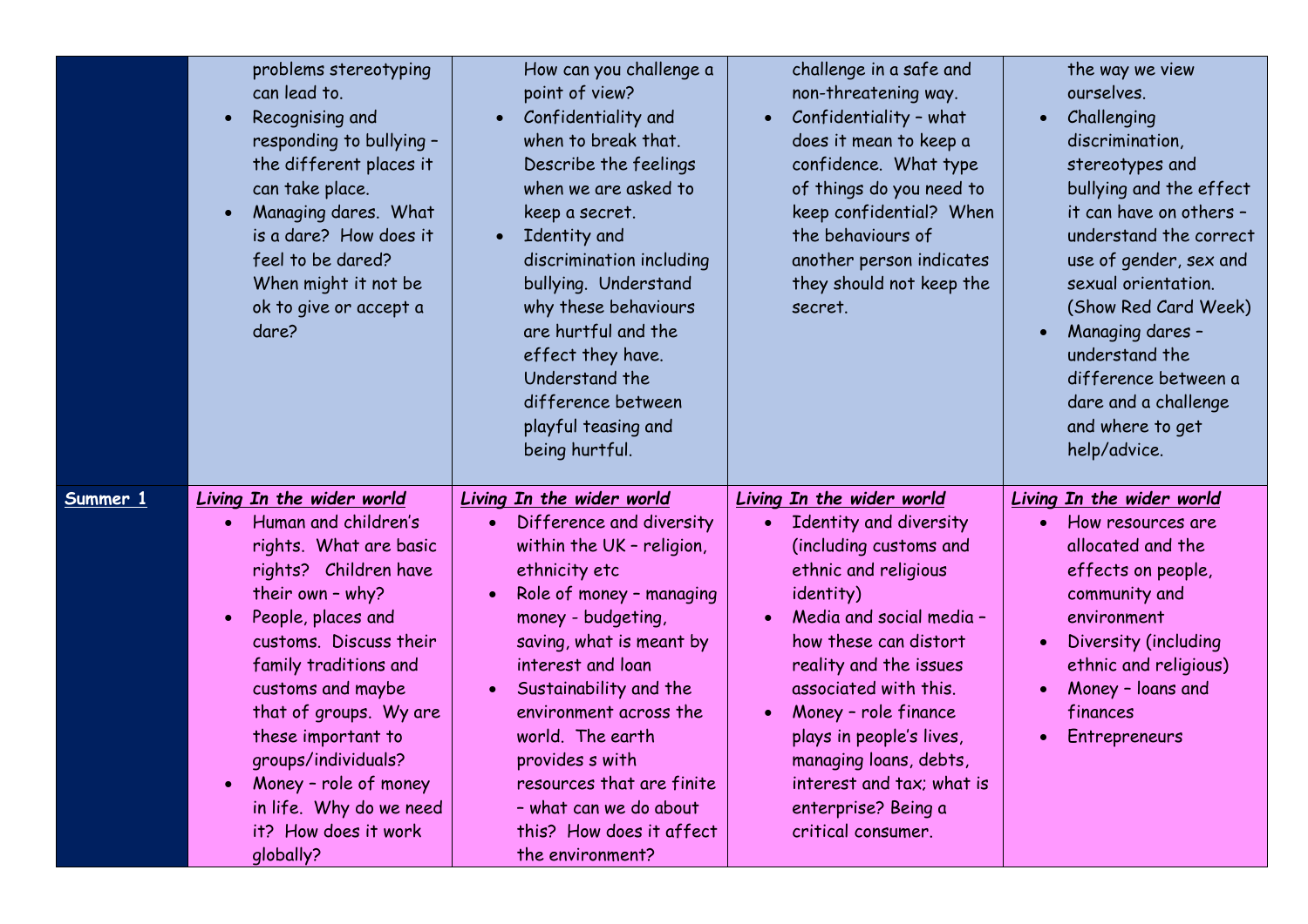| | | | | |
|---|---|---|---|---|
| | problems stereotyping can lead to.<br>• Recognising and responding to bullying – the different places it can take place.<br>• Managing dares. What is a dare? How does it feel to be dared? When might it not be ok to give or accept a dare? | How can you challenge a point of view?<br>• Confidentiality and when to break that. Describe the feelings when we are asked to keep a secret.<br>• Identity and discrimination including bullying. Understand why these behaviours are hurtful and the effect they have. Understand the difference between playful teasing and being hurtful. | challenge in a safe and non-threatening way.<br>• Confidentiality – what does it mean to keep a confidence. What type of things do you need to keep confidential? When the behaviours of another person indicates they should not keep the secret. | the way we view ourselves.<br>• Challenging discrimination, stereotypes and bullying and the effect it can have on others – understand the correct use of gender, sex and sexual orientation. (Show Red Card Week)<br>• Managing dares – understand the difference between a dare and a challenge and where to get help/advice. |
| **Summer 1** | ***Living In the wider world***<br>• Human and children's rights. What are basic rights? Children have their own – why?<br>• People, places and customs. Discuss their family traditions and customs and maybe that of groups. Wy are these important to groups/individuals?<br>• Money – role of money in life. Why do we need it? How does it work globally? | ***Living In the wider world***<br>• Difference and diversity within the UK – religion, ethnicity etc<br>• Role of money – managing money - budgeting, saving, what is meant by interest and loan<br>• Sustainability and the environment across the world. The earth provides s with resources that are finite – what can we do about this? How does it affect the environment? | ***Living In the wider world***<br>• Identity and diversity (including customs and ethnic and religious identity)<br>• Media and social media – how these can distort reality and the issues associated with this.<br>• Money – role finance plays in people's lives, managing loans, debts, interest and tax; what is enterprise? Being a critical consumer. | ***Living In the wider world***<br>• How resources are allocated and the effects on people, community and environment<br>• Diversity (including ethnic and religious)<br>• Money – loans and finances<br>• Entrepreneurs |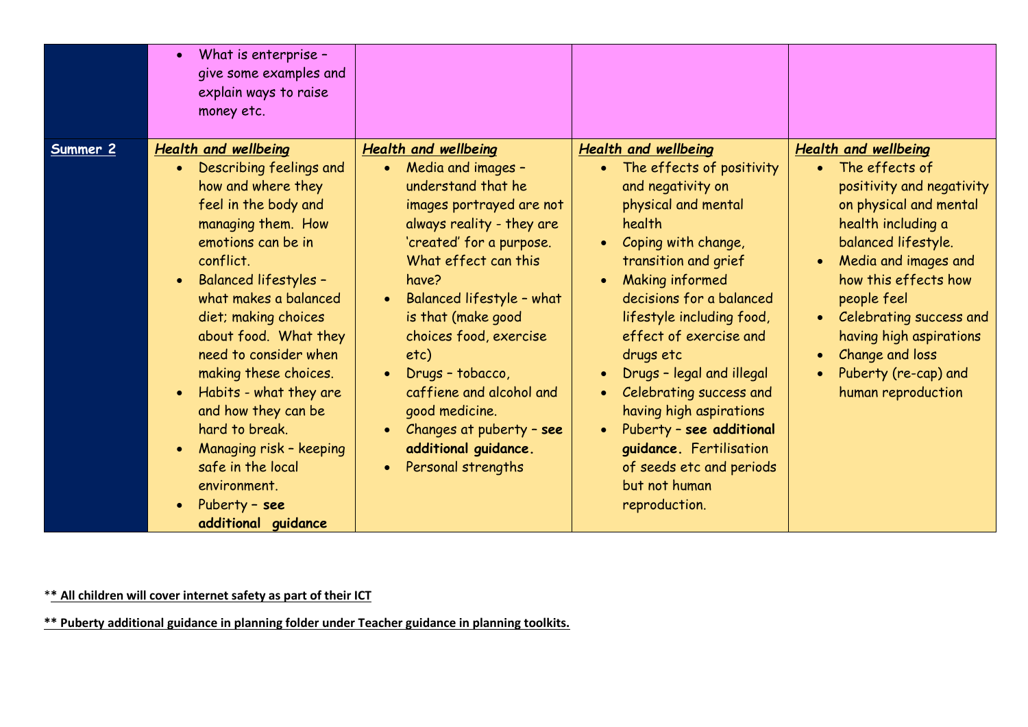| | | | | |
|---|---|---|---|---|
| | • What is enterprise – give some examples and explain ways to raise money etc. | | | |
| **Summer 2** | ***Health and wellbeing***<br>• Describing feelings and how and where they feel in the body and managing them. How emotions can be in conflict.<br>• Balanced lifestyles – what makes a balanced diet; making choices about food. What they need to consider when making these choices.<br>• Habits - what they are and how they can be hard to break.<br>• Managing risk – keeping safe in the local environment.<br>• Puberty – **see additional guidance** | ***Health and wellbeing***<br>• Media and images – understand that he images portrayed are not always reality - they are 'created' for a purpose. What effect can this have?<br>• Balanced lifestyle – what is that (make good choices food, exercise etc)<br>• Drugs – tobacco, caffiene and alcohol and good medicine.<br>• Changes at puberty – **see additional guidance.**<br>• Personal strengths | ***Health and wellbeing***<br>• The effects of positivity and negativity on physical and mental health<br>• Coping with change, transition and grief<br>• Making informed decisions for a balanced lifestyle including food, effect of exercise and drugs etc<br>• Drugs – legal and illegal<br>• Celebrating success and having high aspirations<br>• Puberty – **see additional guidance.** Fertilisation of seeds etc and periods but not human reproduction. | ***Health and wellbeing***<br>• The effects of positivity and negativity on physical and mental health including a balanced lifestyle.<br>• Media and images and how this effects how people feel<br>• Celebrating success and having high aspirations<br>• Change and loss<br>• Puberty (re-cap) and human reproduction |

**\*\* All children will cover internet safety as part of their ICT**

**\*\* Puberty additional guidance in planning folder under Teacher guidance in planning toolkits.**